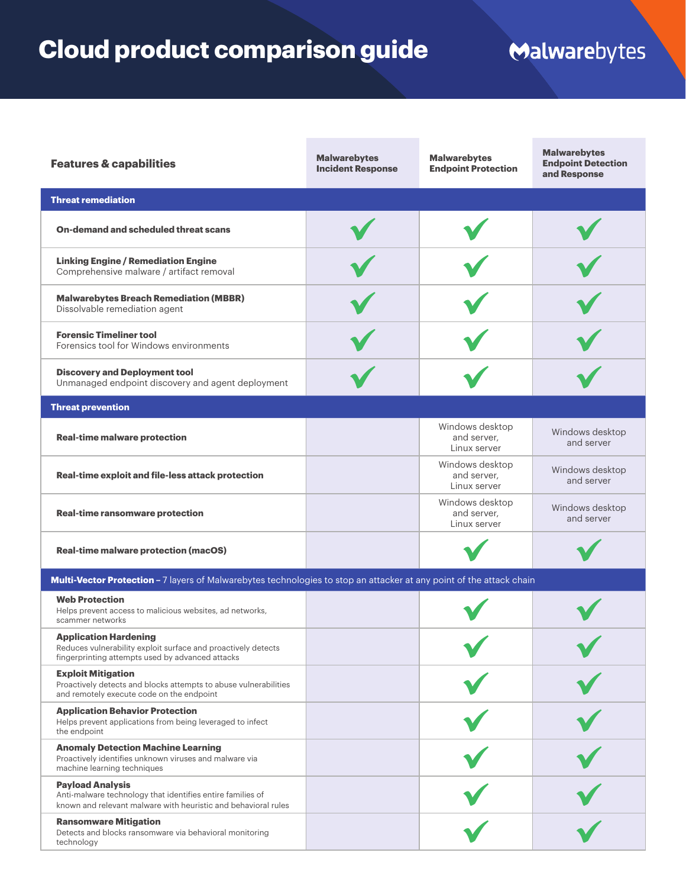# Cloud product comparison guide

Malwarebytes

| Features & capabilities | Malwarebytes Incident Response | Malwarebytes Endpoint Protection | Malwarebytes Endpoint Detection and Response |
|---|---|---|---|
| **Threat remediation** | | | |
| **On-demand and scheduled threat scans** | ✓ | ✓ | ✓ |
| **Linking Engine / Remediation Engine** Comprehensive malware / artifact removal | ✓ | ✓ | ✓ |
| **Malwarebytes Breach Remediation (MBBR)** Dissolvable remediation agent | ✓ | ✓ | ✓ |
| **Forensic Timeliner tool** Forensics tool for Windows environments | ✓ | ✓ | ✓ |
| **Discovery and Deployment tool** Unmanaged endpoint discovery and agent deployment | ✓ | ✓ | ✓ |
| **Threat prevention** | | | |
| **Real-time malware protection** | | Windows desktop and server, Linux server | Windows desktop and server |
| **Real-time exploit and file-less attack protection** | | Windows desktop and server, Linux server | Windows desktop and server |
| **Real-time ransomware protection** | | Windows desktop and server, Linux server | Windows desktop and server |
| **Real-time malware protection (macOS)** | | ✓ | ✓ |
| **Multi-Vector Protection** – 7 layers of Malwarebytes technologies to stop an attacker at any point of the attack chain | | | |
| **Web Protection** Helps prevent access to malicious websites, ad networks, scammer networks | | ✓ | ✓ |
| **Application Hardening** Reduces vulnerability exploit surface and proactively detects fingerprinting attempts used by advanced attacks | | ✓ | ✓ |
| **Exploit Mitigation** Proactively detects and blocks attempts to abuse vulnerabilities and remotely execute code on the endpoint | | ✓ | ✓ |
| **Application Behavior Protection** Helps prevent applications from being leveraged to infect the endpoint | | ✓ | ✓ |
| **Anomaly Detection Machine Learning** Proactively identifies unknown viruses and malware via machine learning techniques | | ✓ | ✓ |
| **Payload Analysis** Anti-malware technology that identifies entire families of known and relevant malware with heuristic and behavioral rules | | ✓ | ✓ |
| **Ransomware Mitigation** Detects and blocks ransomware via behavioral monitoring technology | | ✓ | ✓ |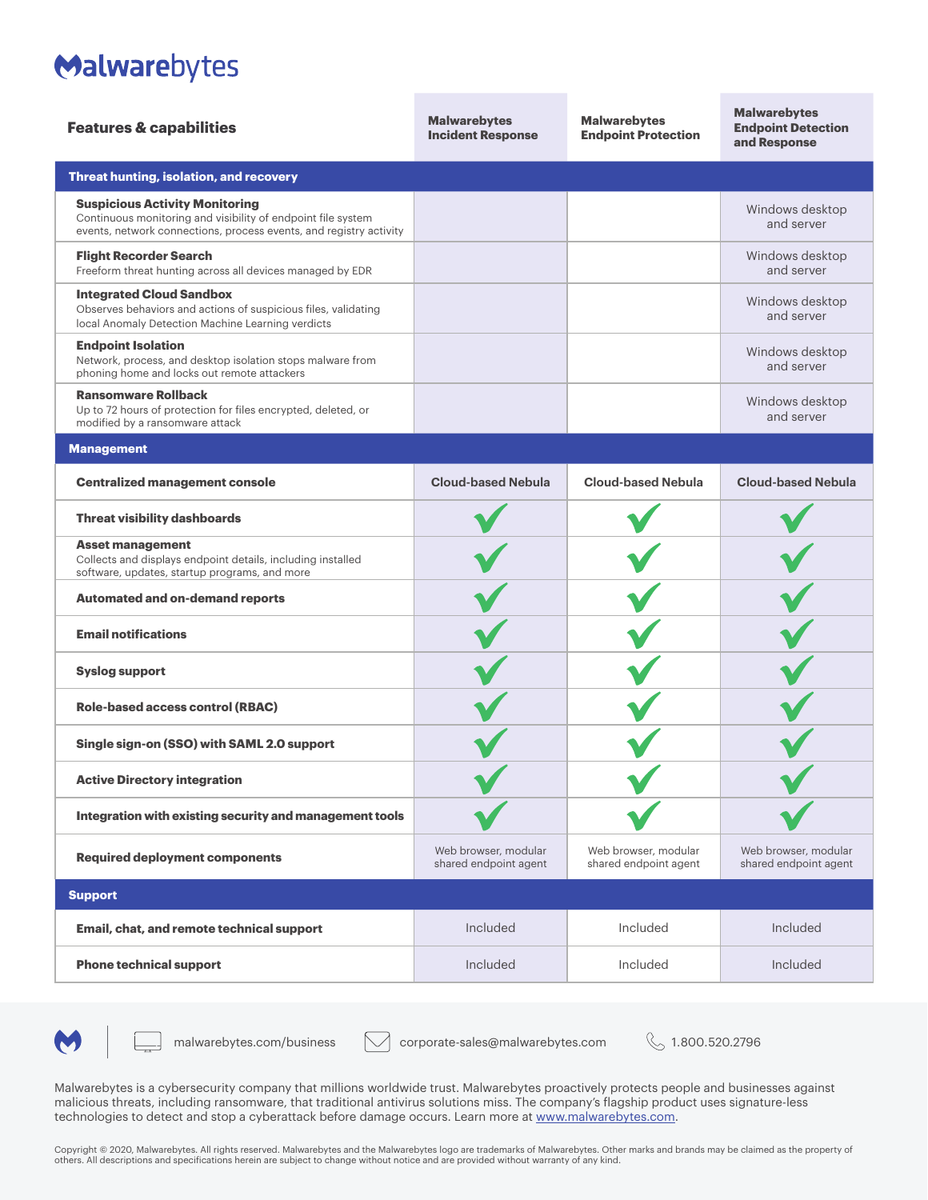# Malwarebytes

| Features & capabilities | Malwarebytes Incident Response | Malwarebytes Endpoint Protection | Malwarebytes Endpoint Detection and Response |
|---|---|---|---|
| **Threat hunting, isolation, and recovery** | | | |
| **Suspicious Activity Monitoring** Continuous monitoring and visibility of endpoint file system events, network connections, process events, and registry activity | | | Windows desktop and server |
| **Flight Recorder Search** Freeform threat hunting across all devices managed by EDR | | | Windows desktop and server |
| **Integrated Cloud Sandbox** Observes behaviors and actions of suspicious files, validating local Anomaly Detection Machine Learning verdicts | | | Windows desktop and server |
| **Endpoint Isolation** Network, process, and desktop isolation stops malware from phoning home and locks out remote attackers | | | Windows desktop and server |
| **Ransomware Rollback** Up to 72 hours of protection for files encrypted, deleted, or modified by a ransomware attack | | | Windows desktop and server |
| **Management** | | | |
| **Centralized management console** | Cloud-based Nebula | Cloud-based Nebula | Cloud-based Nebula |
| **Threat visibility dashboards** | ✓ | ✓ | ✓ |
| **Asset management** Collects and displays endpoint details, including installed software, updates, startup programs, and more | ✓ | ✓ | ✓ |
| **Automated and on-demand reports** | ✓ | ✓ | ✓ |
| **Email notifications** | ✓ | ✓ | ✓ |
| **Syslog support** | ✓ | ✓ | ✓ |
| **Role-based access control (RBAC)** | ✓ | ✓ | ✓ |
| **Single sign-on (SSO) with SAML 2.0 support** | ✓ | ✓ | ✓ |
| **Active Directory integration** | ✓ | ✓ | ✓ |
| **Integration with existing security and management tools** | ✓ | ✓ | ✓ |
| **Required deployment components** | Web browser, modular shared endpoint agent | Web browser, modular shared endpoint agent | Web browser, modular shared endpoint agent |
| **Support** | | | |
| **Email, chat, and remote technical support** | Included | Included | Included |
| **Phone technical support** | Included | Included | Included |

malwarebytes.com/business | corporate-sales@malwarebytes.com | 1.800.520.2796

Malwarebytes is a cybersecurity company that millions worldwide trust. Malwarebytes proactively protects people and businesses against malicious threats, including ransomware, that traditional antivirus solutions miss. The company's flagship product uses signature-less technologies to detect and stop a cyberattack before damage occurs. Learn more at www.malwarebytes.com.

Copyright © 2020, Malwarebytes. All rights reserved. Malwarebytes and the Malwarebytes logo are trademarks of Malwarebytes. Other marks and brands may be claimed as the property of others. All descriptions and specifications herein are subject to change without notice and are provided without warranty of any kind.